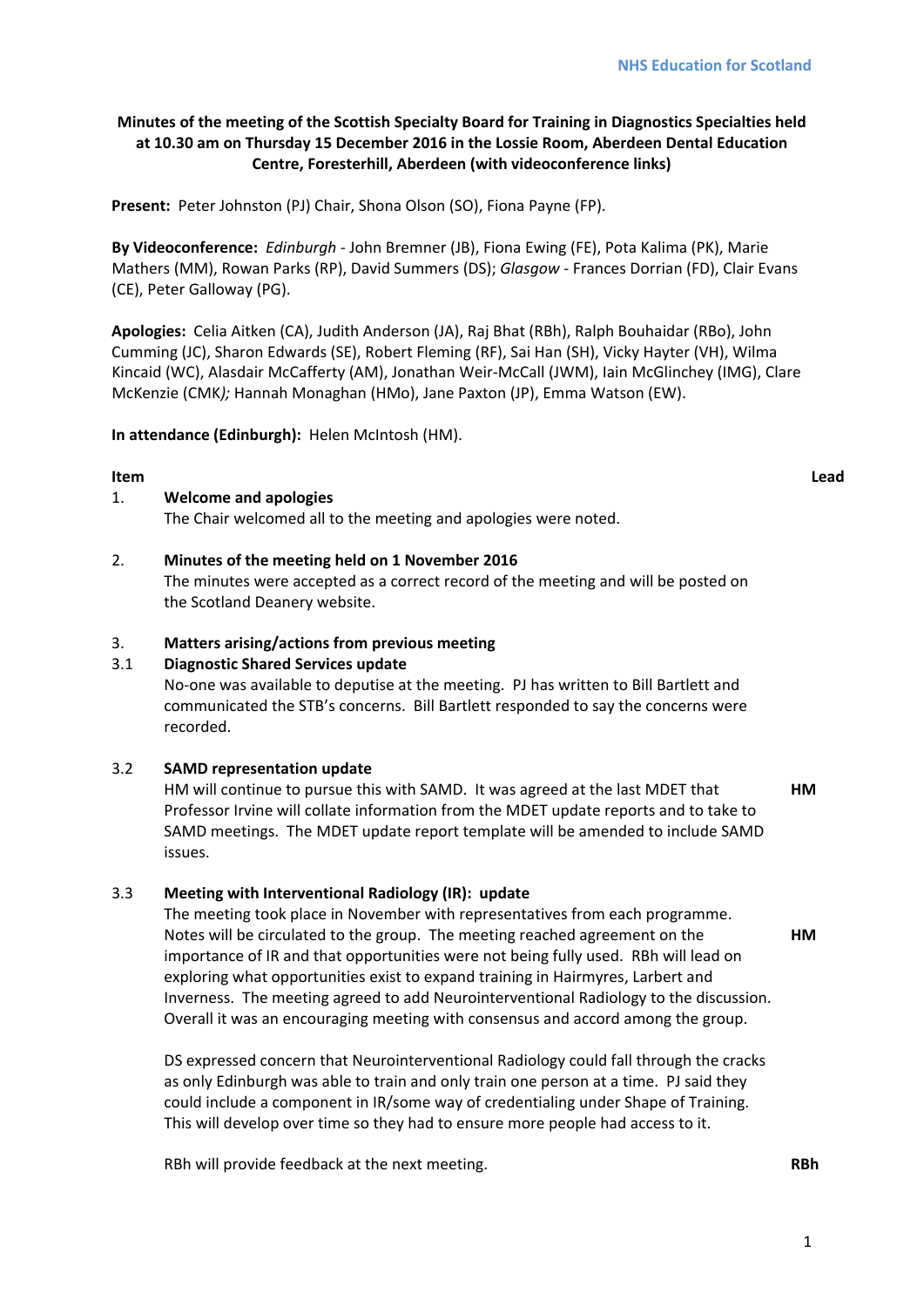**Minutes of the meeting of the Scottish Specialty Board for Training in Diagnostics Specialties held at 10.30 am on Thursday 15 December 2016 in the Lossie Room, Aberdeen Dental Education Centre, Foresterhill, Aberdeen (with videoconference links)**

**Present:** Peter Johnston (PJ) Chair, Shona Olson (SO), Fiona Payne (FP).

**By Videoconference:** *Edinburgh* - John Bremner (JB), Fiona Ewing (FE), Pota Kalima (PK), Marie Mathers (MM), Rowan Parks (RP), David Summers (DS); *Glasgow* - Frances Dorrian (FD), Clair Evans (CE), Peter Galloway (PG).

**Apologies:** Celia Aitken (CA), Judith Anderson (JA), Raj Bhat (RBh), Ralph Bouhaidar (RBo), John Cumming (JC), Sharon Edwards (SE), Robert Fleming (RF), Sai Han (SH), Vicky Hayter (VH), Wilma Kincaid (WC), Alasdair McCafferty (AM), Jonathan Weir-McCall (JWM), Iain McGlinchey (IMG), Clare McKenzie (CMK*);* Hannah Monaghan (HMo), Jane Paxton (JP), Emma Watson (EW).

**In attendance (Edinburgh):** Helen McIntosh (HM).

| Item | | | Lead |
|---|---|---|---|
| 1. | **Welcome and apologies** | The Chair welcomed all to the meeting and apologies were noted. | |
| 2. | **Minutes of the meeting held on 1 November 2016** | The minutes were accepted as a correct record of the meeting and will be posted on the Scotland Deanery website. | |
| 3. | **Matters arising/actions from previous meeting** | | |
| 3.1 | **Diagnostic Shared Services update** | No-one was available to deputise at the meeting. PJ has written to Bill Bartlett and communicated the STB's concerns. Bill Bartlett responded to say the concerns were recorded. | |
| 3.2 | **SAMD representation update** | HM will continue to pursue this with SAMD. It was agreed at the last MDET that Professor Irvine will collate information from the MDET update reports and to take to SAMD meetings. The MDET update report template will be amended to include SAMD issues. | **HM** |
| 3.3 | **Meeting with Interventional Radiology (IR): update** | The meeting took place in November with representatives from each programme. Notes will be circulated to the group. The meeting reached agreement on the importance of IR and that opportunities were not being fully used. RBh will lead on exploring what opportunities exist to expand training in Hairmyres, Larbert and Inverness. The meeting agreed to add Neurointerventional Radiology to the discussion. Overall it was an encouraging meeting with consensus and accord among the group. | **HM** |
| | | DS expressed concern that Neurointerventional Radiology could fall through the cracks as only Edinburgh was able to train and only train one person at a time. PJ said they could include a component in IR/some way of credentialing under Shape of Training. This will develop over time so they had to ensure more people had access to it. | |
| | | RBh will provide feedback at the next meeting. | **RBh** |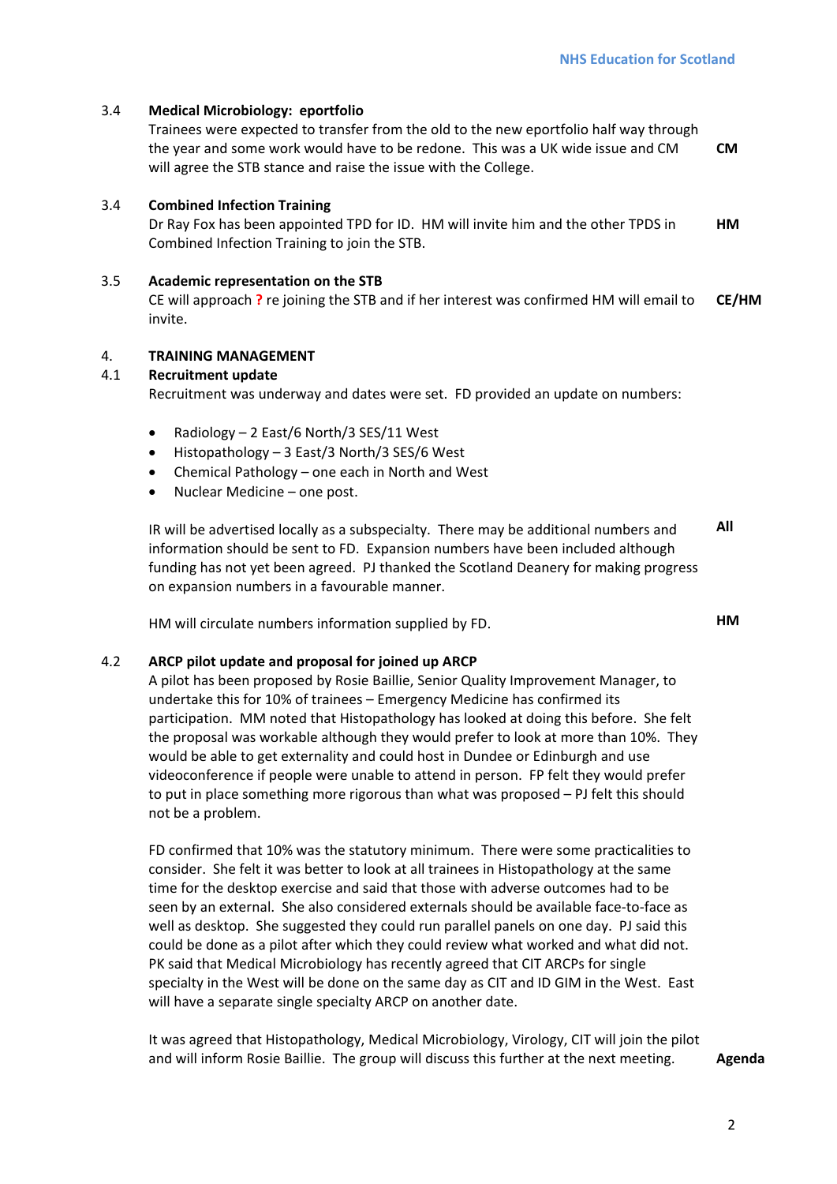**3.4 Medical Microbiology: eportfolio**

Trainees were expected to transfer from the old to the new eportfolio half way through the year and some work would have to be redone. This was a UK wide issue and CM will agree the STB stance and raise the issue with the College. **CM**

**3.4 Combined Infection Training**

Dr Ray Fox has been appointed TPD for ID. HM will invite him and the other TPDS in Combined Infection Training to join the STB. **HM**

**3.5 Academic representation on the STB**

CE will approach **?** re joining the STB and if her interest was confirmed HM will email to invite. **CE/HM**

**4. TRAINING MANAGEMENT**

**4.1 Recruitment update**

Recruitment was underway and dates were set. FD provided an update on numbers:

- Radiology – 2 East/6 North/3 SES/11 West
- Histopathology – 3 East/3 North/3 SES/6 West
- Chemical Pathology – one each in North and West
- Nuclear Medicine – one post.

IR will be advertised locally as a subspecialty. There may be additional numbers and information should be sent to FD. Expansion numbers have been included although funding has not yet been agreed. PJ thanked the Scotland Deanery for making progress on expansion numbers in a favourable manner. **All**

HM will circulate numbers information supplied by FD. **HM**

**4.2 ARCP pilot update and proposal for joined up ARCP**

A pilot has been proposed by Rosie Baillie, Senior Quality Improvement Manager, to undertake this for 10% of trainees – Emergency Medicine has confirmed its participation. MM noted that Histopathology has looked at doing this before. She felt the proposal was workable although they would prefer to look at more than 10%. They would be able to get externality and could host in Dundee or Edinburgh and use videoconference if people were unable to attend in person. FP felt they would prefer to put in place something more rigorous than what was proposed – PJ felt this should not be a problem.

FD confirmed that 10% was the statutory minimum. There were some practicalities to consider. She felt it was better to look at all trainees in Histopathology at the same time for the desktop exercise and said that those with adverse outcomes had to be seen by an external. She also considered externals should be available face-to-face as well as desktop. She suggested they could run parallel panels on one day. PJ said this could be done as a pilot after which they could review what worked and what did not. PK said that Medical Microbiology has recently agreed that CIT ARCPs for single specialty in the West will be done on the same day as CIT and ID GIM in the West. East will have a separate single specialty ARCP on another date.

It was agreed that Histopathology, Medical Microbiology, Virology, CIT will join the pilot and will inform Rosie Baillie. The group will discuss this further at the next meeting. **Agenda**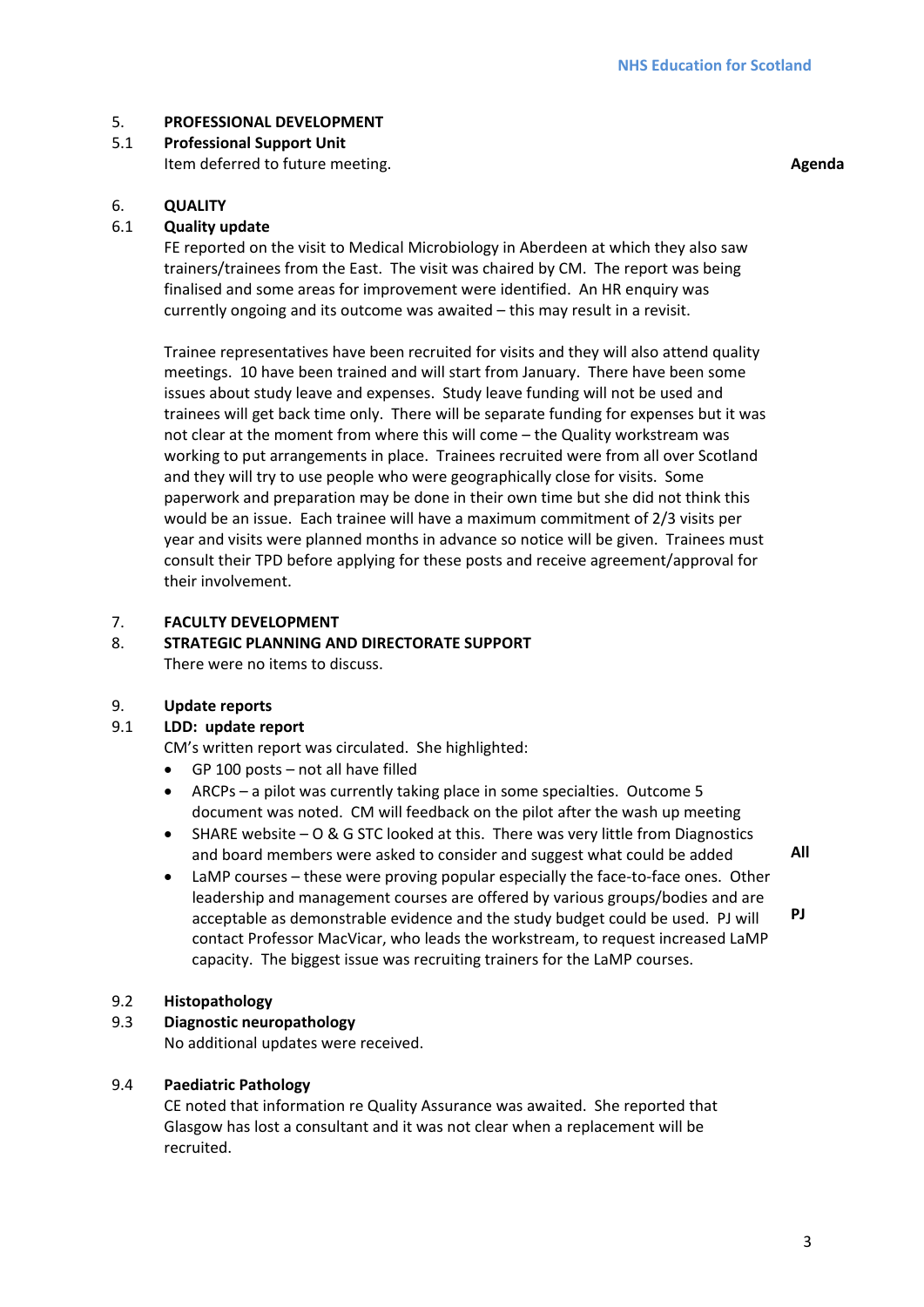**5. PROFESSIONAL DEVELOPMENT**

**5.1 Professional Support Unit**

Item deferred to future meeting. **Agenda**

**6. QUALITY**

**6.1 Quality update**

FE reported on the visit to Medical Microbiology in Aberdeen at which they also saw trainers/trainees from the East. The visit was chaired by CM. The report was being finalised and some areas for improvement were identified. An HR enquiry was currently ongoing and its outcome was awaited – this may result in a revisit.

Trainee representatives have been recruited for visits and they will also attend quality meetings. 10 have been trained and will start from January. There have been some issues about study leave and expenses. Study leave funding will not be used and trainees will get back time only. There will be separate funding for expenses but it was not clear at the moment from where this will come – the Quality workstream was working to put arrangements in place. Trainees recruited were from all over Scotland and they will try to use people who were geographically close for visits. Some paperwork and preparation may be done in their own time but she did not think this would be an issue. Each trainee will have a maximum commitment of 2/3 visits per year and visits were planned months in advance so notice will be given. Trainees must consult their TPD before applying for these posts and receive agreement/approval for their involvement.

**7. FACULTY DEVELOPMENT**

**8. STRATEGIC PLANNING AND DIRECTORATE SUPPORT**

There were no items to discuss.

**9. Update reports**

**9.1 LDD: update report**

CM's written report was circulated. She highlighted:

- GP 100 posts – not all have filled
- ARCPs – a pilot was currently taking place in some specialties. Outcome 5 document was noted. CM will feedback on the pilot after the wash up meeting
- SHARE website – O & G STC looked at this. There was very little from Diagnostics and board members were asked to consider and suggest what could be added **All**
- LaMP courses – these were proving popular especially the face-to-face ones. Other leadership and management courses are offered by various groups/bodies and are acceptable as demonstrable evidence and the study budget could be used. PJ will contact Professor MacVicar, who leads the workstream, to request increased LaMP capacity. The biggest issue was recruiting trainers for the LaMP courses. **PJ**

**9.2 Histopathology**

**9.3 Diagnostic neuropathology**

No additional updates were received.

**9.4 Paediatric Pathology**

CE noted that information re Quality Assurance was awaited. She reported that Glasgow has lost a consultant and it was not clear when a replacement will be recruited.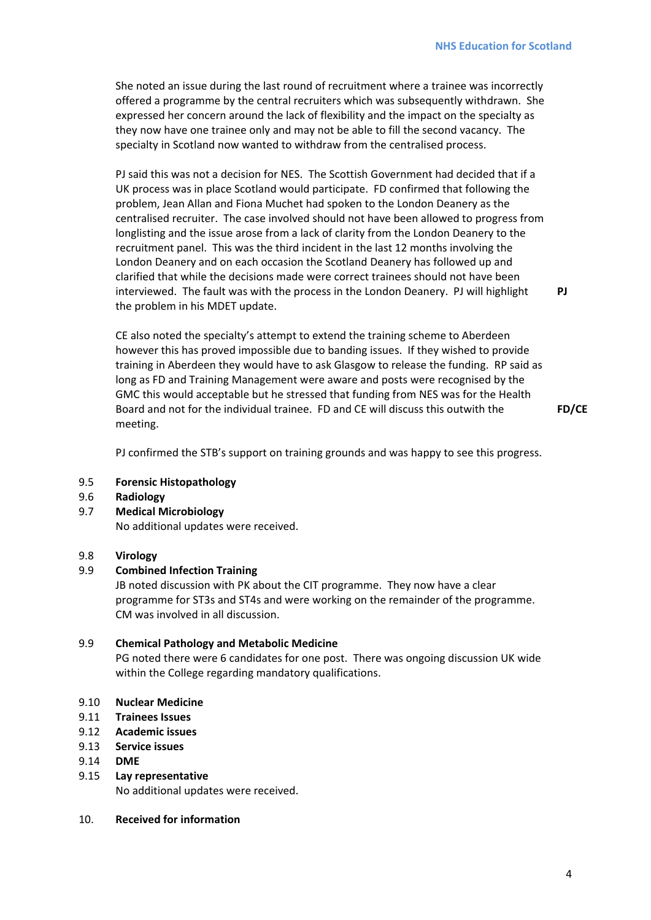She noted an issue during the last round of recruitment where a trainee was incorrectly offered a programme by the central recruiters which was subsequently withdrawn. She expressed her concern around the lack of flexibility and the impact on the specialty as they now have one trainee only and may not be able to fill the second vacancy. The specialty in Scotland now wanted to withdraw from the centralised process.

PJ said this was not a decision for NES. The Scottish Government had decided that if a UK process was in place Scotland would participate. FD confirmed that following the problem, Jean Allan and Fiona Muchet had spoken to the London Deanery as the centralised recruiter. The case involved should not have been allowed to progress from longlisting and the issue arose from a lack of clarity from the London Deanery to the recruitment panel. This was the third incident in the last 12 months involving the London Deanery and on each occasion the Scotland Deanery has followed up and clarified that while the decisions made were correct trainees should not have been interviewed. The fault was with the process in the London Deanery. PJ will highlight the problem in his MDET update. **PJ**

CE also noted the specialty's attempt to extend the training scheme to Aberdeen however this has proved impossible due to banding issues. If they wished to provide training in Aberdeen they would have to ask Glasgow to release the funding. RP said as long as FD and Training Management were aware and posts were recognised by the GMC this would acceptable but he stressed that funding from NES was for the Health Board and not for the individual trainee. FD and CE will discuss this outwith the meeting. **FD/CE**

PJ confirmed the STB's support on training grounds and was happy to see this progress.

9.5 **Forensic Histopathology**

9.6 **Radiology**

9.7 **Medical Microbiology**

No additional updates were received.

9.8 **Virology**

9.9 **Combined Infection Training**

JB noted discussion with PK about the CIT programme. They now have a clear programme for ST3s and ST4s and were working on the remainder of the programme. CM was involved in all discussion.

9.9 **Chemical Pathology and Metabolic Medicine**

PG noted there were 6 candidates for one post. There was ongoing discussion UK wide within the College regarding mandatory qualifications.

9.10 **Nuclear Medicine**

9.11 **Trainees Issues**

9.12 **Academic issues**

9.13 **Service issues**

9.14 **DME**

9.15 **Lay representative**

No additional updates were received.

10. **Received for information**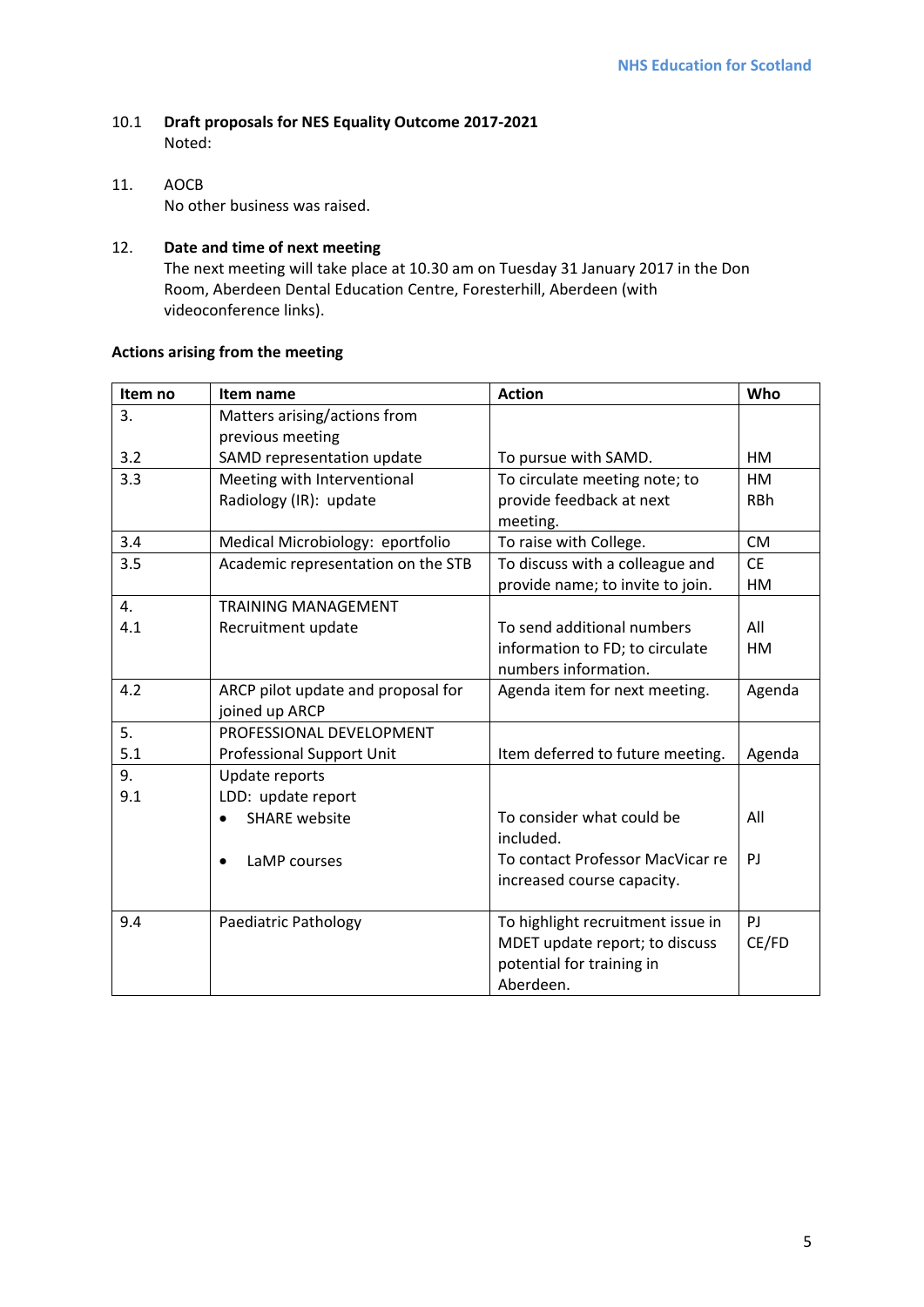10.1 **Draft proposals for NES Equality Outcome 2017-2021**
Noted:

11. AOCB
No other business was raised.

12. **Date and time of next meeting**
The next meeting will take place at 10.30 am on Tuesday 31 January 2017 in the Don Room, Aberdeen Dental Education Centre, Foresterhill, Aberdeen (with videoconference links).

**Actions arising from the meeting**

| Item no | Item name | Action | Who |
|---|---|---|---|
| 3.<br><br>3.2 | Matters arising/actions from previous meeting<br>SAMD representation update | <br><br>To pursue with SAMD. | <br><br>HM |
| 3.3 | Meeting with Interventional Radiology (IR): update | To circulate meeting note; to provide feedback at next meeting. | HM<br>RBh |
| 3.4 | Medical Microbiology: eportfolio | To raise with College. | CM |
| 3.5 | Academic representation on the STB | To discuss with a colleague and provide name; to invite to join. | CE<br>HM |
| 4.<br>4.1 | TRAINING MANAGEMENT<br>Recruitment update | <br>To send additional numbers information to FD; to circulate numbers information. | <br>All<br>HM |
| 4.2 | ARCP pilot update and proposal for joined up ARCP | Agenda item for next meeting. | Agenda |
| 5.<br>5.1 | PROFESSIONAL DEVELOPMENT<br>Professional Support Unit | <br>Item deferred to future meeting. | <br>Agenda |
| 9.<br>9.1 | Update reports<br>LDD: update report<br>• SHARE website<br><br>• LaMP courses | <br><br>To consider what could be included.<br>To contact Professor MacVicar re increased course capacity. | <br><br>All<br><br>PJ |
| 9.4 | Paediatric Pathology | To highlight recruitment issue in MDET update report; to discuss potential for training in Aberdeen. | PJ<br>CE/FD |